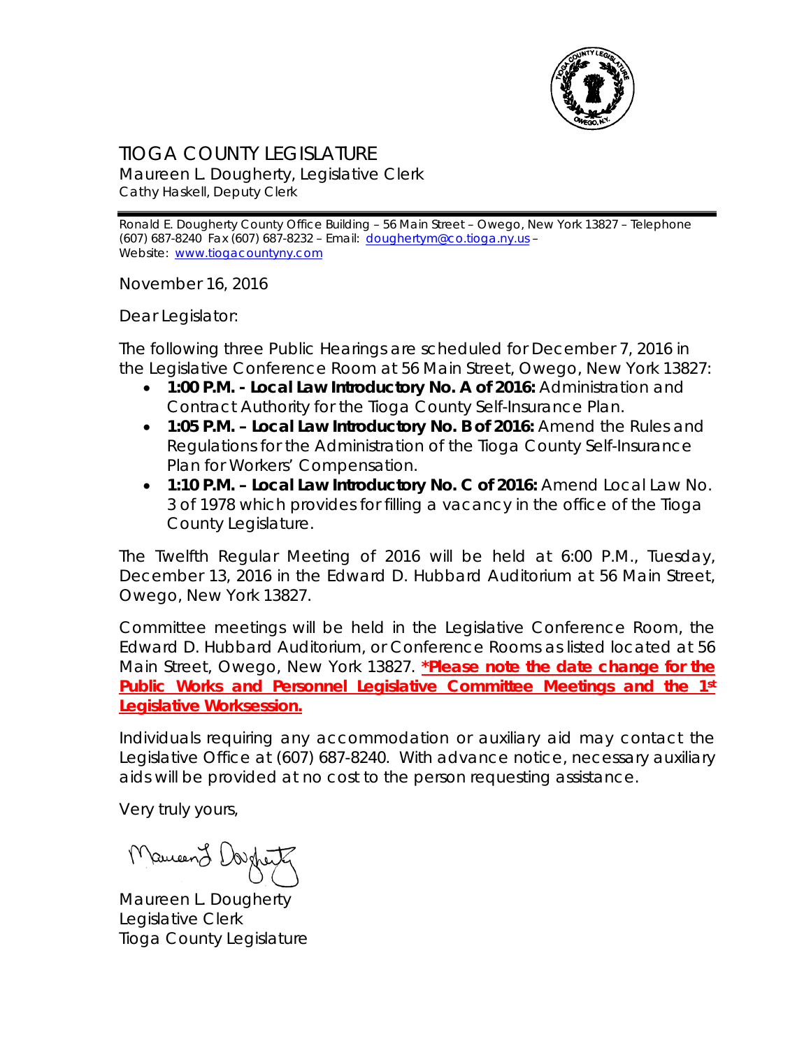# TIOGA COUNTY LEGISLATURE

Maureen L. Dougherty, Legislative Clerk
Cathy Haskell, Deputy Clerk

Ronald E. Dougherty County Office Building – 56 Main Street – Owego, New York 13827 – Telephone (607) 687-8240 Fax (607) 687-8232 – Email: doughertym@co.tioga.ny.us – Website: www.tiogacountyny.com

November 16, 2016

Dear Legislator:

The following three Public Hearings are scheduled for December 7, 2016 in the Legislative Conference Room at 56 Main Street, Owego, New York 13827:

- **1:00 P.M. - Local Law Introductory No. A of 2016:** Administration and Contract Authority for the Tioga County Self-Insurance Plan.
- **1:05 P.M. – Local Law Introductory No. B of 2016:** Amend the Rules and Regulations for the Administration of the Tioga County Self-Insurance Plan for Workers' Compensation.
- **1:10 P.M. – Local Law Introductory No. C of 2016:** Amend Local Law No. 3 of 1978 which provides for filling a vacancy in the office of the Tioga County Legislature.

The Twelfth Regular Meeting of 2016 will be held at 6:00 P.M., Tuesday, December 13, 2016 in the Edward D. Hubbard Auditorium at 56 Main Street, Owego, New York 13827.

Committee meetings will be held in the Legislative Conference Room, the Edward D. Hubbard Auditorium, or Conference Rooms as listed located at 56 Main Street, Owego, New York 13827. **\*Please note the date change for the Public Works and Personnel Legislative Committee Meetings and the 1st Legislative Worksession.**

Individuals requiring any accommodation or auxiliary aid may contact the Legislative Office at (607) 687-8240. With advance notice, necessary auxiliary aids will be provided at no cost to the person requesting assistance.

Very truly yours,

Maureen L. Dougherty
Legislative Clerk
Tioga County Legislature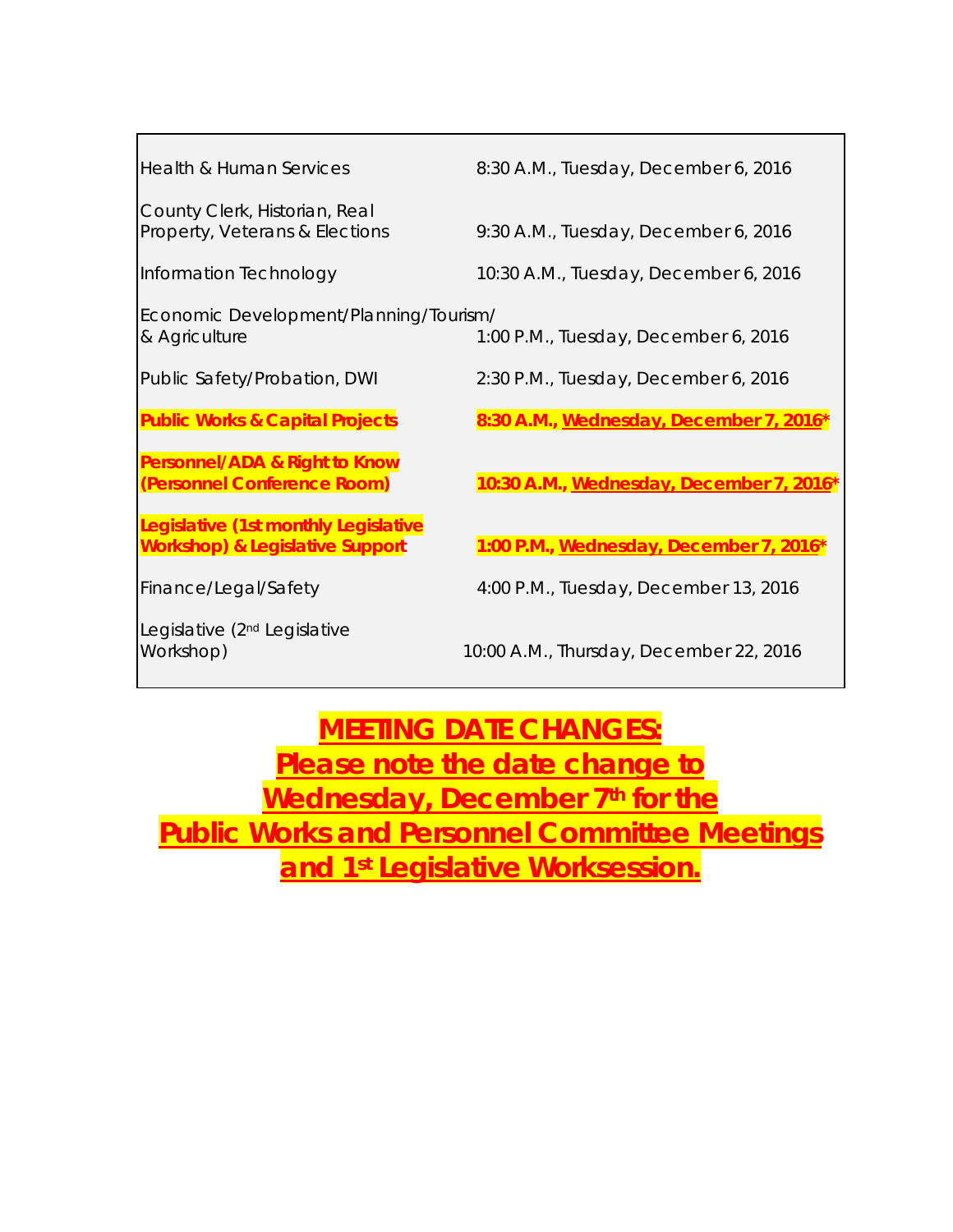| | |
|---|---|
| Health & Human Services | 8:30 A.M., Tuesday, December 6, 2016 |
| County Clerk, Historian, Real Property, Veterans & Elections | 9:30 A.M., Tuesday, December 6, 2016 |
| Information Technology | 10:30 A.M., Tuesday, December 6, 2016 |
| Economic Development/Planning/Tourism/ & Agriculture | 1:00 P.M., Tuesday, December 6, 2016 |
| Public Safety/Probation, DWI | 2:30 P.M., Tuesday, December 6, 2016 |
| **Public Works & Capital Projects** | **8:30 A.M., Wednesday, December 7, 2016*** |
| **Personnel/ADA & Right to Know (Personnel Conference Room)** | **10:30 A.M., Wednesday, December 7, 2016*** |
| **Legislative (1st monthly Legislative Workshop) & Legislative Support** | **1:00 P.M., Wednesday, December 7, 2016*** |
| Finance/Legal/Safety | 4:00 P.M., Tuesday, December 13, 2016 |
| Legislative (2nd Legislative Workshop) | 10:00 A.M., Thursday, December 22, 2016 |

**MEETING DATE CHANGES:**
**Please note the date change to Wednesday, December 7th for the Public Works and Personnel Committee Meetings and 1st Legislative Worksession.**